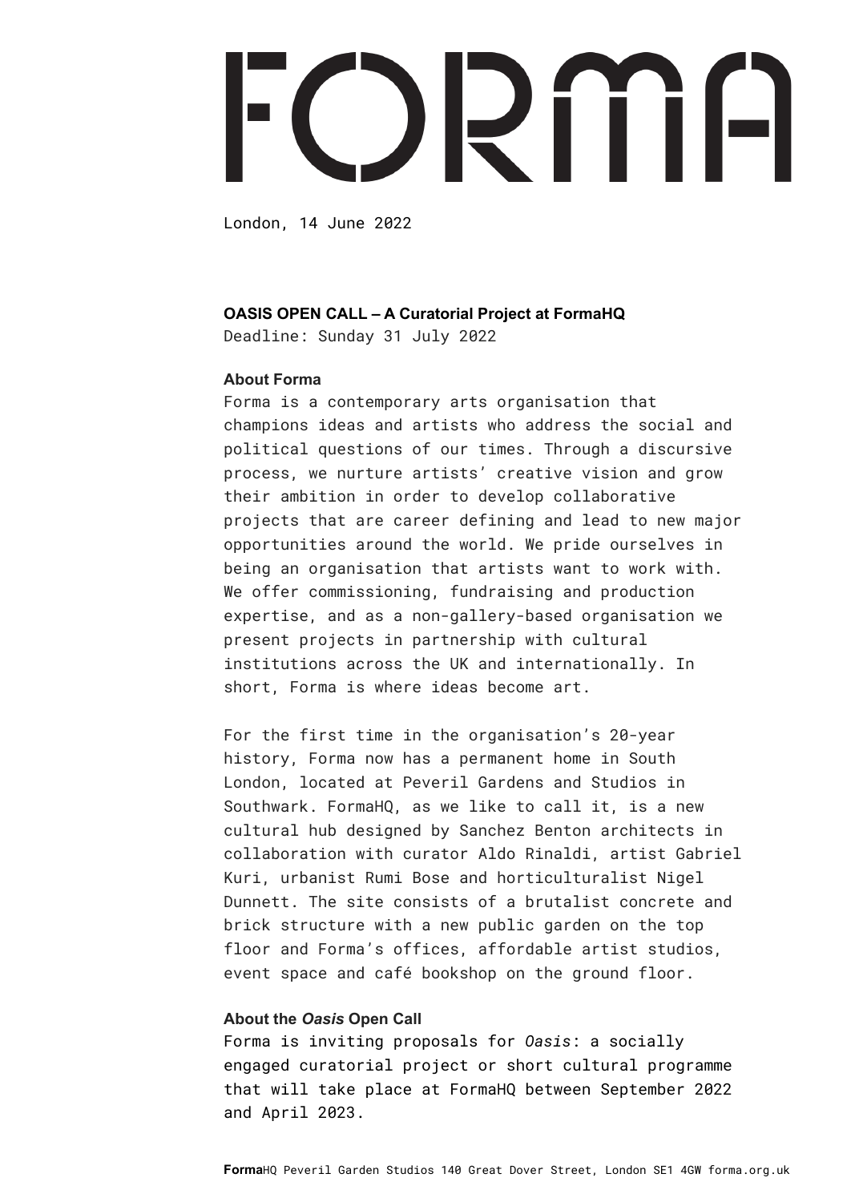# FORMA

London, 14 June 2022

**OASIS OPEN CALL – A Curatorial Project at FormaHQ**
Deadline: Sunday 31 July 2022

### About Forma

Forma is a contemporary arts organisation that champions ideas and artists who address the social and political questions of our times. Through a discursive process, we nurture artists' creative vision and grow their ambition in order to develop collaborative projects that are career defining and lead to new major opportunities around the world. We pride ourselves in being an organisation that artists want to work with. We offer commissioning, fundraising and production expertise, and as a non-gallery-based organisation we present projects in partnership with cultural institutions across the UK and internationally. In short, Forma is where ideas become art.

For the first time in the organisation's 20-year history, Forma now has a permanent home in South London, located at Peveril Gardens and Studios in Southwark. FormaHQ, as we like to call it, is a new cultural hub designed by Sanchez Benton architects in collaboration with curator Aldo Rinaldi, artist Gabriel Kuri, urbanist Rumi Bose and horticulturalist Nigel Dunnett. The site consists of a brutalist concrete and brick structure with a new public garden on the top floor and Forma's offices, affordable artist studios, event space and café bookshop on the ground floor.

### About the *Oasis* Open Call

Forma is inviting proposals for *Oasis*: a socially engaged curatorial project or short cultural programme that will take place at FormaHQ between September 2022 and April 2023.

**Forma**HQ Peveril Garden Studios 140 Great Dover Street, London SE1 4GW forma.org.uk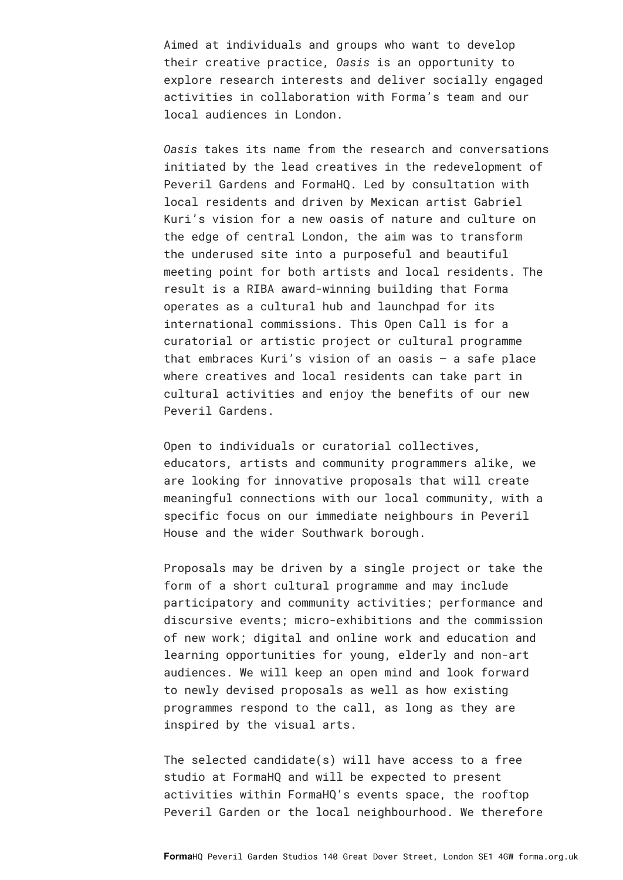Aimed at individuals and groups who want to develop their creative practice, *Oasis* is an opportunity to explore research interests and deliver socially engaged activities in collaboration with Forma's team and our local audiences in London.

*Oasis* takes its name from the research and conversations initiated by the lead creatives in the redevelopment of Peveril Gardens and FormaHQ. Led by consultation with local residents and driven by Mexican artist Gabriel Kuri's vision for a new oasis of nature and culture on the edge of central London, the aim was to transform the underused site into a purposeful and beautiful meeting point for both artists and local residents. The result is a RIBA award-winning building that Forma operates as a cultural hub and launchpad for its international commissions. This Open Call is for a curatorial or artistic project or cultural programme that embraces Kuri's vision of an oasis – a safe place where creatives and local residents can take part in cultural activities and enjoy the benefits of our new Peveril Gardens.

Open to individuals or curatorial collectives, educators, artists and community programmers alike, we are looking for innovative proposals that will create meaningful connections with our local community, with a specific focus on our immediate neighbours in Peveril House and the wider Southwark borough.

Proposals may be driven by a single project or take the form of a short cultural programme and may include participatory and community activities; performance and discursive events; micro-exhibitions and the commission of new work; digital and online work and education and learning opportunities for young, elderly and non-art audiences. We will keep an open mind and look forward to newly devised proposals as well as how existing programmes respond to the call, as long as they are inspired by the visual arts.

The selected candidate(s) will have access to a free studio at FormaHQ and will be expected to present activities within FormaHQ's events space, the rooftop Peveril Garden or the local neighbourhood. We therefore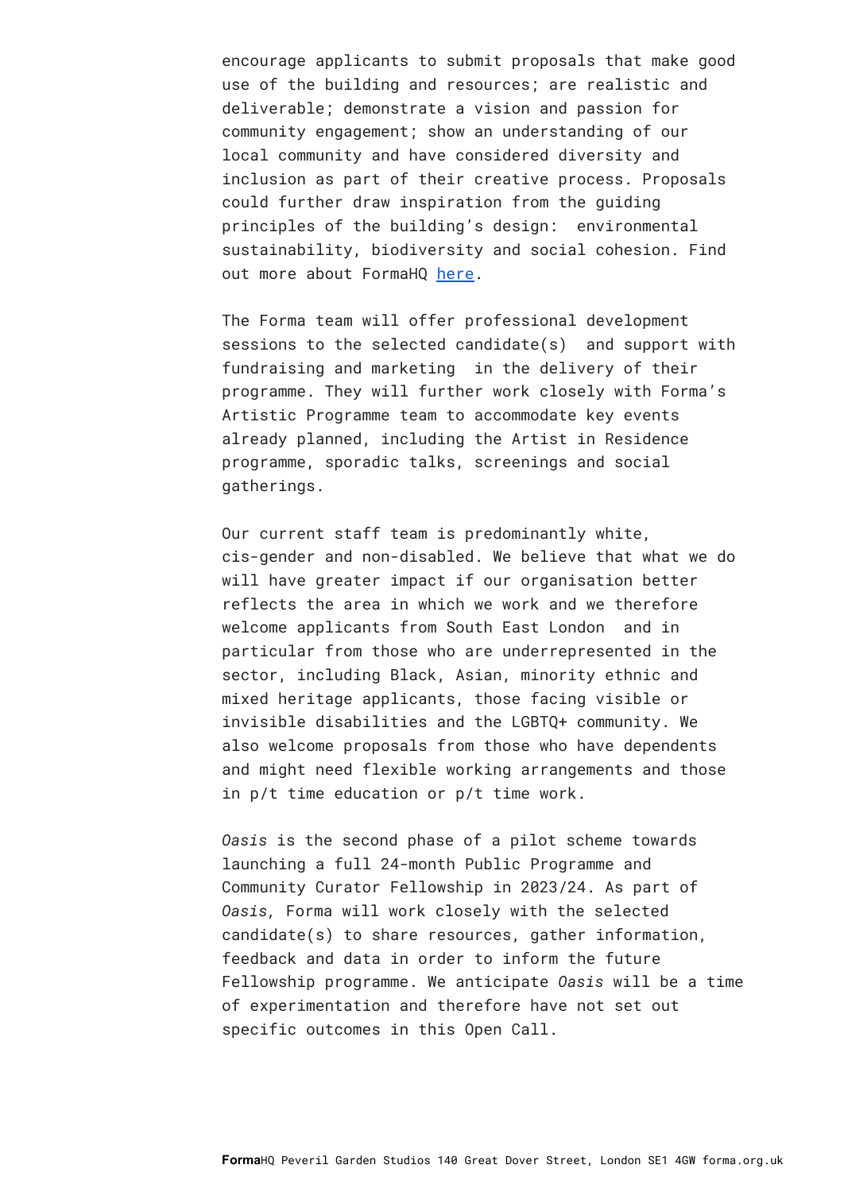encourage applicants to submit proposals that make good use of the building and resources; are realistic and deliverable; demonstrate a vision and passion for community engagement; show an understanding of our local community and have considered diversity and inclusion as part of their creative process. Proposals could further draw inspiration from the guiding principles of the building's design: environmental sustainability, biodiversity and social cohesion. Find out more about FormaHQ [here](#).

The Forma team will offer professional development sessions to the selected candidate(s) and support with fundraising and marketing in the delivery of their programme. They will further work closely with Forma's Artistic Programme team to accommodate key events already planned, including the Artist in Residence programme, sporadic talks, screenings and social gatherings.

Our current staff team is predominantly white, cis-gender and non-disabled. We believe that what we do will have greater impact if our organisation better reflects the area in which we work and we therefore welcome applicants from South East London and in particular from those who are underrepresented in the sector, including Black, Asian, minority ethnic and mixed heritage applicants, those facing visible or invisible disabilities and the LGBTQ+ community. We also welcome proposals from those who have dependents and might need flexible working arrangements and those in p/t time education or p/t time work.

*Oasis* is the second phase of a pilot scheme towards launching a full 24-month Public Programme and Community Curator Fellowship in 2023/24. As part of *Oasis,* Forma will work closely with the selected candidate(s) to share resources, gather information, feedback and data in order to inform the future Fellowship programme. We anticipate *Oasis* will be a time of experimentation and therefore have not set out specific outcomes in this Open Call.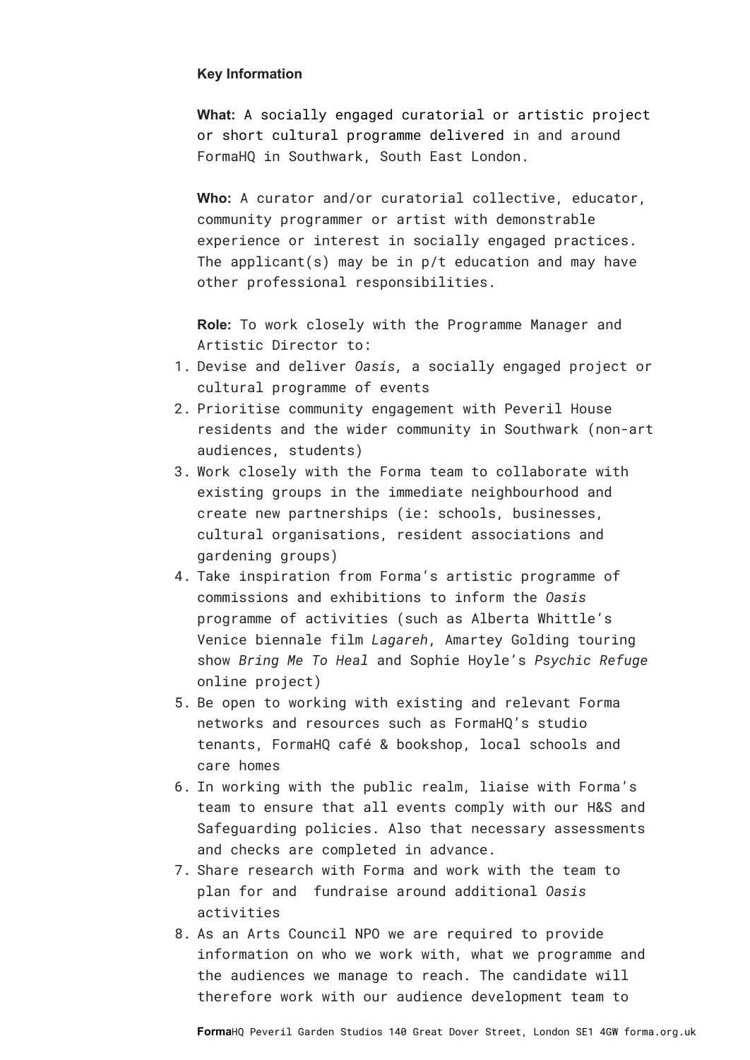**Key Information**

**What:** A socially engaged curatorial or artistic project or short cultural programme delivered in and around FormaHQ in Southwark, South East London.

**Who:** A curator and/or curatorial collective, educator, community programmer or artist with demonstrable experience or interest in socially engaged practices. The applicant(s) may be in p/t education and may have other professional responsibilities.

**Role:** To work closely with the Programme Manager and Artistic Director to:

1. Devise and deliver *Oasis*, a socially engaged project or cultural programme of events
2. Prioritise community engagement with Peveril House residents and the wider community in Southwark (non-art audiences, students)
3. Work closely with the Forma team to collaborate with existing groups in the immediate neighbourhood and create new partnerships (ie: schools, businesses, cultural organisations, resident associations and gardening groups)
4. Take inspiration from Forma's artistic programme of commissions and exhibitions to inform the *Oasis* programme of activities (such as Alberta Whittle's Venice biennale film *Lagareh*, Amartey Golding touring show *Bring Me To Heal* and Sophie Hoyle's *Psychic Refuge* online project)
5. Be open to working with existing and relevant Forma networks and resources such as FormaHQ's studio tenants, FormaHQ café & bookshop, local schools and care homes
6. In working with the public realm, liaise with Forma's team to ensure that all events comply with our H&S and Safeguarding policies. Also that necessary assessments and checks are completed in advance.
7. Share research with Forma and work with the team to plan for and fundraise around additional *Oasis* activities
8. As an Arts Council NPO we are required to provide information on who we work with, what we programme and the audiences we manage to reach. The candidate will therefore work with our audience development team to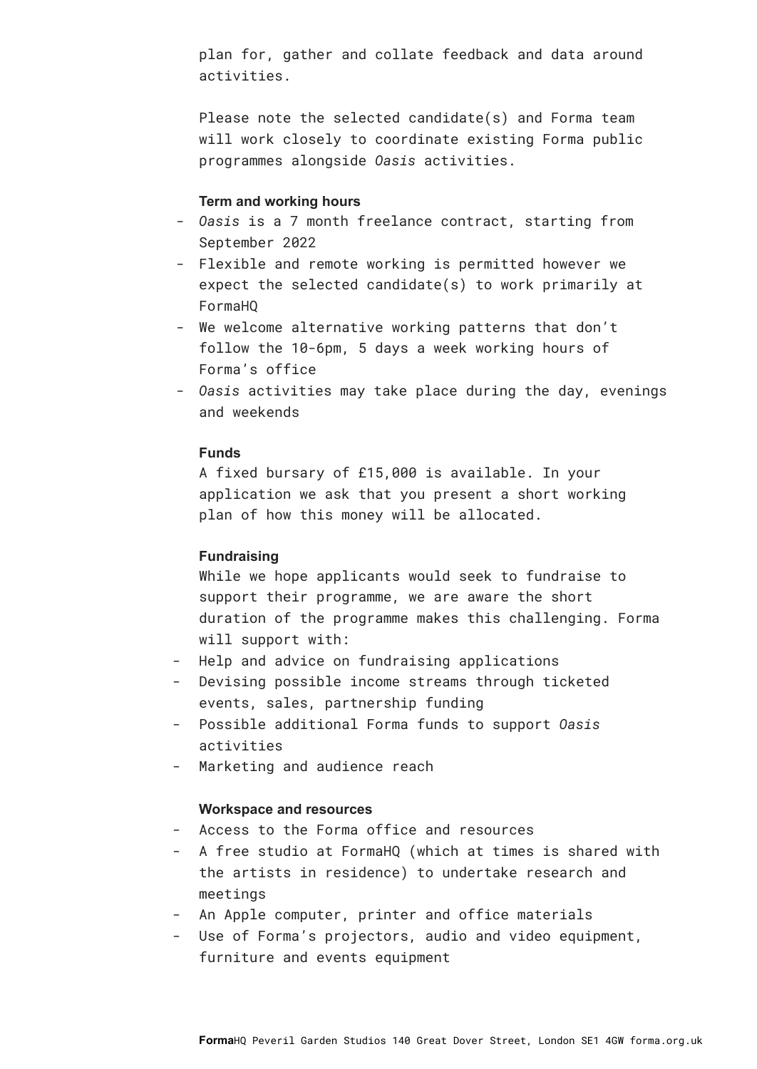plan for, gather and collate feedback and data around activities.

Please note the selected candidate(s) and Forma team will work closely to coordinate existing Forma public programmes alongside *Oasis* activities.

**Term and working hours**

- *Oasis* is a 7 month freelance contract, starting from September 2022
- Flexible and remote working is permitted however we expect the selected candidate(s) to work primarily at FormaHQ
- We welcome alternative working patterns that don't follow the 10-6pm, 5 days a week working hours of Forma's office
- *Oasis* activities may take place during the day, evenings and weekends

**Funds**

A fixed bursary of £15,000 is available. In your application we ask that you present a short working plan of how this money will be allocated.

**Fundraising**

While we hope applicants would seek to fundraise to support their programme, we are aware the short duration of the programme makes this challenging. Forma will support with:

- Help and advice on fundraising applications
- Devising possible income streams through ticketed events, sales, partnership funding
- Possible additional Forma funds to support *Oasis* activities
- Marketing and audience reach

**Workspace and resources**

- Access to the Forma office and resources
- A free studio at FormaHQ (which at times is shared with the artists in residence) to undertake research and meetings
- An Apple computer, printer and office materials
- Use of Forma's projectors, audio and video equipment, furniture and events equipment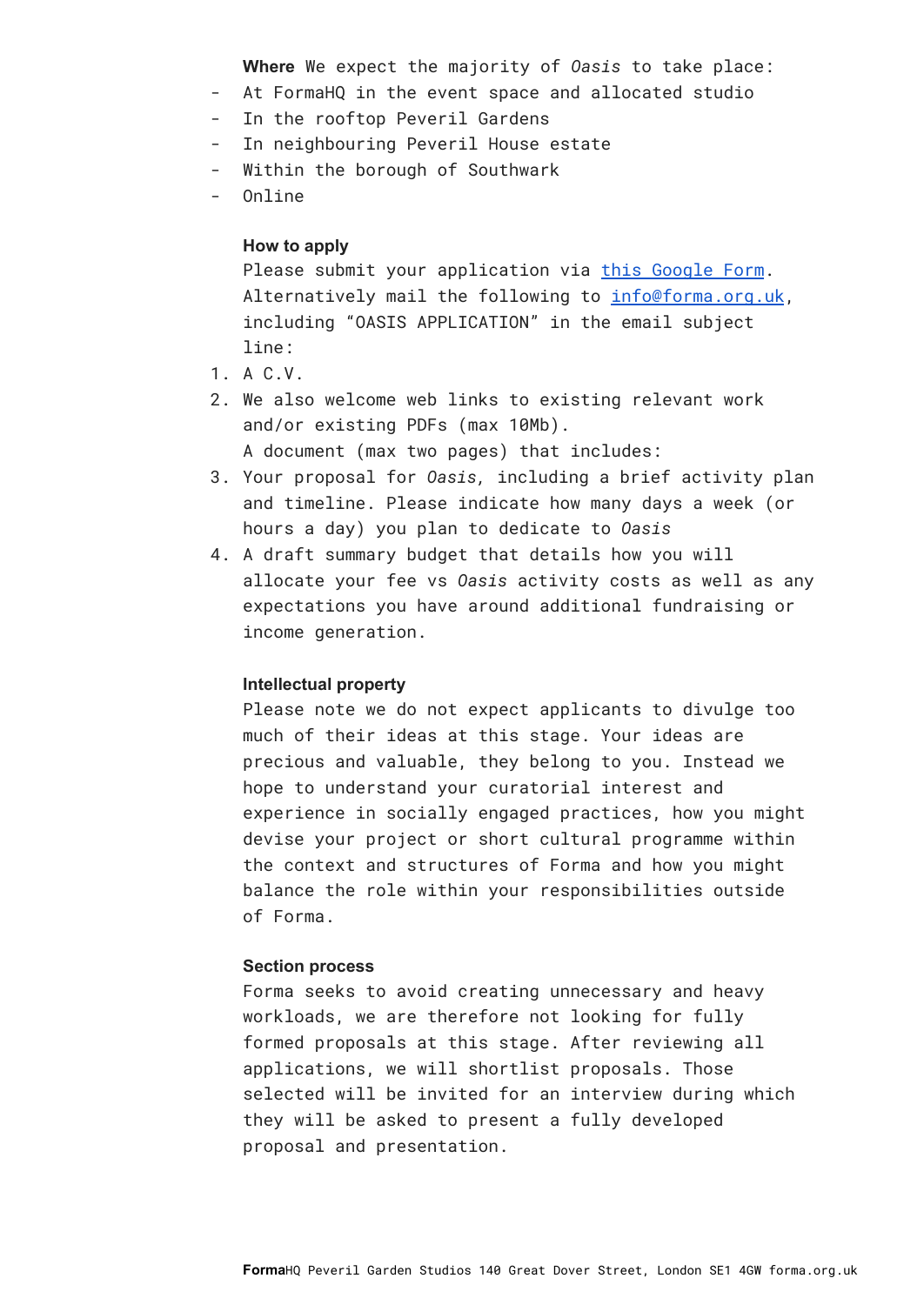**Where** We expect the majority of *Oasis* to take place:

- At FormaHQ in the event space and allocated studio
- In the rooftop Peveril Gardens
- In neighbouring Peveril House estate
- Within the borough of Southwark
- Online

**How to apply**

Please submit your application via [this Google Form](). Alternatively mail the following to [info@forma.org.uk](mailto:info@forma.org.uk), including "OASIS APPLICATION" in the email subject line:

1. A C.V.
2. We also welcome web links to existing relevant work and/or existing PDFs (max 10Mb).
   A document (max two pages) that includes:
3. Your proposal for *Oasis*, including a brief activity plan and timeline. Please indicate how many days a week (or hours a day) you plan to dedicate to *Oasis*
4. A draft summary budget that details how you will allocate your fee vs *Oasis* activity costs as well as any expectations you have around additional fundraising or income generation.

**Intellectual property**

Please note we do not expect applicants to divulge too much of their ideas at this stage. Your ideas are precious and valuable, they belong to you. Instead we hope to understand your curatorial interest and experience in socially engaged practices, how you might devise your project or short cultural programme within the context and structures of Forma and how you might balance the role within your responsibilities outside of Forma.

**Section process**

Forma seeks to avoid creating unnecessary and heavy workloads, we are therefore not looking for fully formed proposals at this stage. After reviewing all applications, we will shortlist proposals. Those selected will be invited for an interview during which they will be asked to present a fully developed proposal and presentation.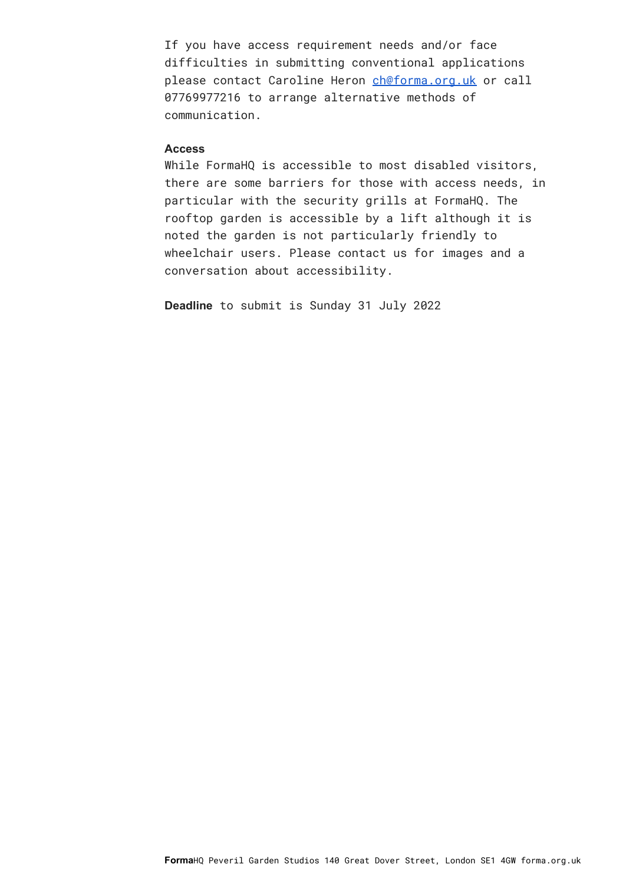If you have access requirement needs and/or face difficulties in submitting conventional applications please contact Caroline Heron [ch@forma.org.uk](mailto:ch@forma.org.uk) or call 07769977216 to arrange alternative methods of communication.

**Access**

While FormaHQ is accessible to most disabled visitors, there are some barriers for those with access needs, in particular with the security grills at FormaHQ. The rooftop garden is accessible by a lift although it is noted the garden is not particularly friendly to wheelchair users. Please contact us for images and a conversation about accessibility.

**Deadline** to submit is Sunday 31 July 2022